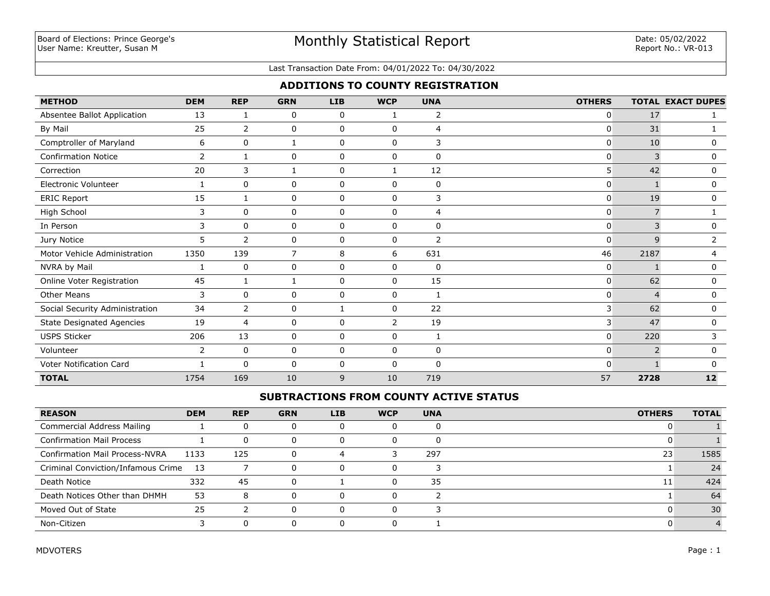Board of Elections: Prince George's
User Name: Kreutter, Susan M

# Monthly Statistical Report

Date: 05/02/2022
Report No.: VR-013

Last Transaction Date From: 04/01/2022 To: 04/30/2022

## ADDITIONS TO COUNTY REGISTRATION

| METHOD | DEM | REP | GRN | LIB | WCP | UNA | OTHERS | TOTAL | EXACT DUPES |
|---|---|---|---|---|---|---|---|---|---|
| Absentee Ballot Application | 13 | 1 | 0 | 0 | 1 | 2 | 0 | 17 | 1 |
| By Mail | 25 | 2 | 0 | 0 | 0 | 4 | 0 | 31 | 1 |
| Comptroller of Maryland | 6 | 0 | 1 | 0 | 0 | 3 | 0 | 10 | 0 |
| Confirmation Notice | 2 | 1 | 0 | 0 | 0 | 0 | 0 | 3 | 0 |
| Correction | 20 | 3 | 1 | 0 | 1 | 12 | 5 | 42 | 0 |
| Electronic Volunteer | 1 | 0 | 0 | 0 | 0 | 0 | 0 | 1 | 0 |
| ERIC Report | 15 | 1 | 0 | 0 | 0 | 3 | 0 | 19 | 0 |
| High School | 3 | 0 | 0 | 0 | 0 | 4 | 0 | 7 | 1 |
| In Person | 3 | 0 | 0 | 0 | 0 | 0 | 0 | 3 | 0 |
| Jury Notice | 5 | 2 | 0 | 0 | 0 | 2 | 0 | 9 | 2 |
| Motor Vehicle Administration | 1350 | 139 | 7 | 8 | 6 | 631 | 46 | 2187 | 4 |
| NVRA by Mail | 1 | 0 | 0 | 0 | 0 | 0 | 0 | 1 | 0 |
| Online Voter Registration | 45 | 1 | 1 | 0 | 0 | 15 | 0 | 62 | 0 |
| Other Means | 3 | 0 | 0 | 0 | 0 | 1 | 0 | 4 | 0 |
| Social Security Administration | 34 | 2 | 0 | 1 | 0 | 22 | 3 | 62 | 0 |
| State Designated Agencies | 19 | 4 | 0 | 0 | 2 | 19 | 3 | 47 | 0 |
| USPS Sticker | 206 | 13 | 0 | 0 | 0 | 1 | 0 | 220 | 3 |
| Volunteer | 2 | 0 | 0 | 0 | 0 | 0 | 0 | 2 | 0 |
| Voter Notification Card | 1 | 0 | 0 | 0 | 0 | 0 | 0 | 1 | 0 |
| **TOTAL** | 1754 | 169 | 10 | 9 | 10 | 719 | 57 | **2728** | **12** |

## SUBTRACTIONS FROM COUNTY ACTIVE STATUS

| REASON | DEM | REP | GRN | LIB | WCP | UNA | OTHERS | TOTAL |
|---|---|---|---|---|---|---|---|---|
| Commercial Address Mailing | 1 | 0 | 0 | 0 | 0 | 0 | 0 | 1 |
| Confirmation Mail Process | 1 | 0 | 0 | 0 | 0 | 0 | 0 | 1 |
| Confirmation Mail Process-NVRA | 1133 | 125 | 0 | 4 | 3 | 297 | 23 | 1585 |
| Criminal Conviction/Infamous Crime | 13 | 7 | 0 | 0 | 0 | 3 | 1 | 24 |
| Death Notice | 332 | 45 | 0 | 1 | 0 | 35 | 11 | 424 |
| Death Notices Other than DHMH | 53 | 8 | 0 | 0 | 0 | 2 | 1 | 64 |
| Moved Out of State | 25 | 2 | 0 | 0 | 0 | 3 | 0 | 30 |
| Non-Citizen | 3 | 0 | 0 | 0 | 0 | 1 | 0 | 4 |

MDVOTERS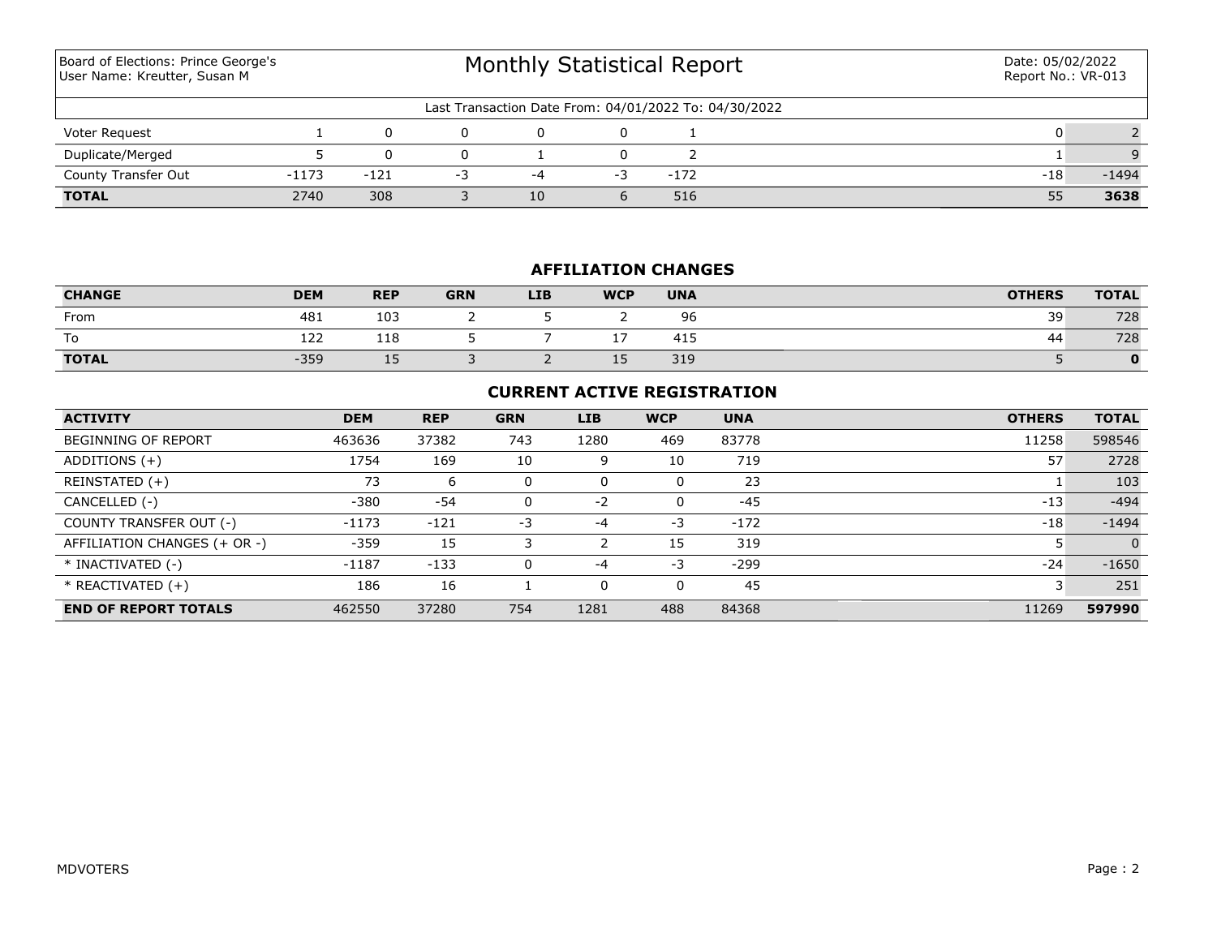Board of Elections: Prince George's
User Name: Kreutter, Susan M

# Monthly Statistical Report

Date: 05/02/2022
Report No.: VR-013

Last Transaction Date From: 04/01/2022 To: 04/30/2022

| | | | | | | | | |
|---|---|---|---|---|---|---|---|---|
| Voter Request | 1 | 0 | 0 | 0 | 0 | 1 | 0 | 2 |
| Duplicate/Merged | 5 | 0 | 0 | 1 | 0 | 2 | 1 | 9 |
| County Transfer Out | -1173 | -121 | -3 | -4 | -3 | -172 | -18 | -1494 |
| **TOTAL** | 2740 | 308 | 3 | 10 | 6 | 516 | 55 | **3638** |

## AFFILIATION CHANGES

| CHANGE | DEM | REP | GRN | LIB | WCP | UNA | OTHERS | TOTAL |
|---|---|---|---|---|---|---|---|---|
| From | 481 | 103 | 2 | 5 | 2 | 96 | 39 | 728 |
| To | 122 | 118 | 5 | 7 | 17 | 415 | 44 | 728 |
| **TOTAL** | -359 | 15 | 3 | 2 | 15 | 319 | 5 | **0** |

## CURRENT ACTIVE REGISTRATION

| ACTIVITY | DEM | REP | GRN | LIB | WCP | UNA | OTHERS | TOTAL |
|---|---|---|---|---|---|---|---|---|
| BEGINNING OF REPORT | 463636 | 37382 | 743 | 1280 | 469 | 83778 | 11258 | 598546 |
| ADDITIONS (+) | 1754 | 169 | 10 | 9 | 10 | 719 | 57 | 2728 |
| REINSTATED (+) | 73 | 6 | 0 | 0 | 0 | 23 | 1 | 103 |
| CANCELLED (-) | -380 | -54 | 0 | -2 | 0 | -45 | -13 | -494 |
| COUNTY TRANSFER OUT (-) | -1173 | -121 | -3 | -4 | -3 | -172 | -18 | -1494 |
| AFFILIATION CHANGES (+ OR -) | -359 | 15 | 3 | 2 | 15 | 319 | 5 | 0 |
| * INACTIVATED (-) | -1187 | -133 | 0 | -4 | -3 | -299 | -24 | -1650 |
| * REACTIVATED (+) | 186 | 16 | 1 | 0 | 0 | 45 | 3 | 251 |
| **END OF REPORT TOTALS** | 462550 | 37280 | 754 | 1281 | 488 | 84368 | 11269 | **597990** |

MDVOTERS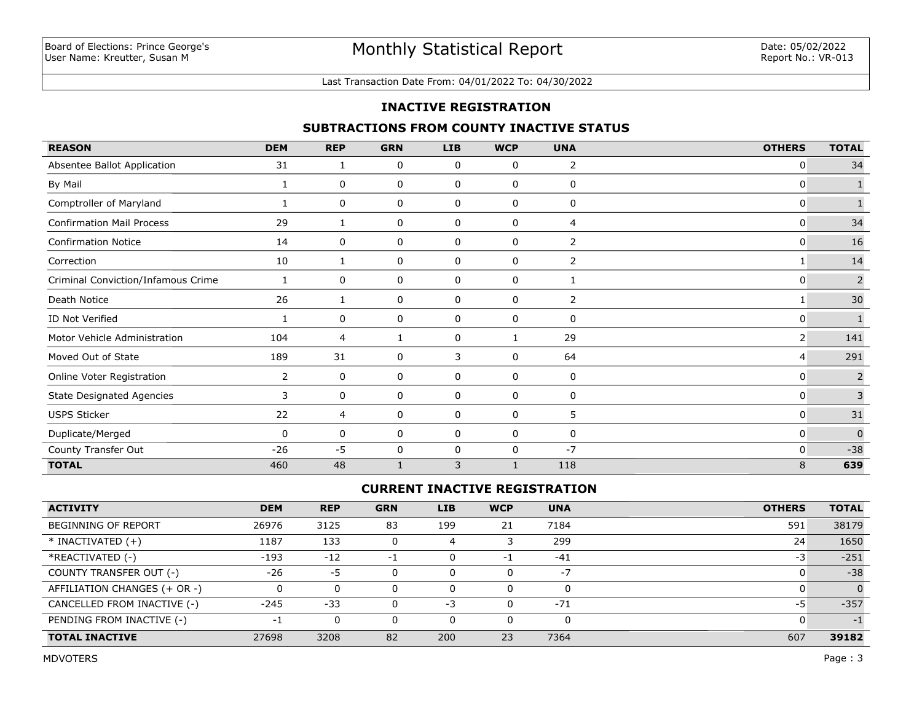Board of Elections: Prince George's
User Name: Kreutter, Susan M

# Monthly Statistical Report

Date: 05/02/2022
Report No.: VR-013

Last Transaction Date From: 04/01/2022 To: 04/30/2022

## INACTIVE REGISTRATION

### SUBTRACTIONS FROM COUNTY INACTIVE STATUS

| REASON | DEM | REP | GRN | LIB | WCP | UNA | OTHERS | TOTAL |
|---|---|---|---|---|---|---|---|---|
| Absentee Ballot Application | 31 | 1 | 0 | 0 | 0 | 2 | 0 | 34 |
| By Mail | 1 | 0 | 0 | 0 | 0 | 0 | 0 | 1 |
| Comptroller of Maryland | 1 | 0 | 0 | 0 | 0 | 0 | 0 | 1 |
| Confirmation Mail Process | 29 | 1 | 0 | 0 | 0 | 4 | 0 | 34 |
| Confirmation Notice | 14 | 0 | 0 | 0 | 0 | 2 | 0 | 16 |
| Correction | 10 | 1 | 0 | 0 | 0 | 2 | 1 | 14 |
| Criminal Conviction/Infamous Crime | 1 | 0 | 0 | 0 | 0 | 1 | 0 | 2 |
| Death Notice | 26 | 1 | 0 | 0 | 0 | 2 | 1 | 30 |
| ID Not Verified | 1 | 0 | 0 | 0 | 0 | 0 | 0 | 1 |
| Motor Vehicle Administration | 104 | 4 | 1 | 0 | 1 | 29 | 2 | 141 |
| Moved Out of State | 189 | 31 | 0 | 3 | 0 | 64 | 4 | 291 |
| Online Voter Registration | 2 | 0 | 0 | 0 | 0 | 0 | 0 | 2 |
| State Designated Agencies | 3 | 0 | 0 | 0 | 0 | 0 | 0 | 3 |
| USPS Sticker | 22 | 4 | 0 | 0 | 0 | 5 | 0 | 31 |
| Duplicate/Merged | 0 | 0 | 0 | 0 | 0 | 0 | 0 | 0 |
| County Transfer Out | -26 | -5 | 0 | 0 | 0 | -7 | 0 | -38 |
| **TOTAL** | 460 | 48 | 1 | 3 | 1 | 118 | 8 | **639** |

### CURRENT INACTIVE REGISTRATION

| ACTIVITY | DEM | REP | GRN | LIB | WCP | UNA | OTHERS | TOTAL |
|---|---|---|---|---|---|---|---|---|
| BEGINNING OF REPORT | 26976 | 3125 | 83 | 199 | 21 | 7184 | 591 | 38179 |
| * INACTIVATED (+) | 1187 | 133 | 0 | 4 | 3 | 299 | 24 | 1650 |
| *REACTIVATED (-) | -193 | -12 | -1 | 0 | -1 | -41 | -3 | -251 |
| COUNTY TRANSFER OUT (-) | -26 | -5 | 0 | 0 | 0 | -7 | 0 | -38 |
| AFFILIATION CHANGES (+ OR -) | 0 | 0 | 0 | 0 | 0 | 0 | 0 | 0 |
| CANCELLED FROM INACTIVE (-) | -245 | -33 | 0 | -3 | 0 | -71 | -5 | -357 |
| PENDING FROM INACTIVE (-) | -1 | 0 | 0 | 0 | 0 | 0 | 0 | -1 |
| **TOTAL INACTIVE** | 27698 | 3208 | 82 | 200 | 23 | 7364 | 607 | **39182** |

MDVOTERS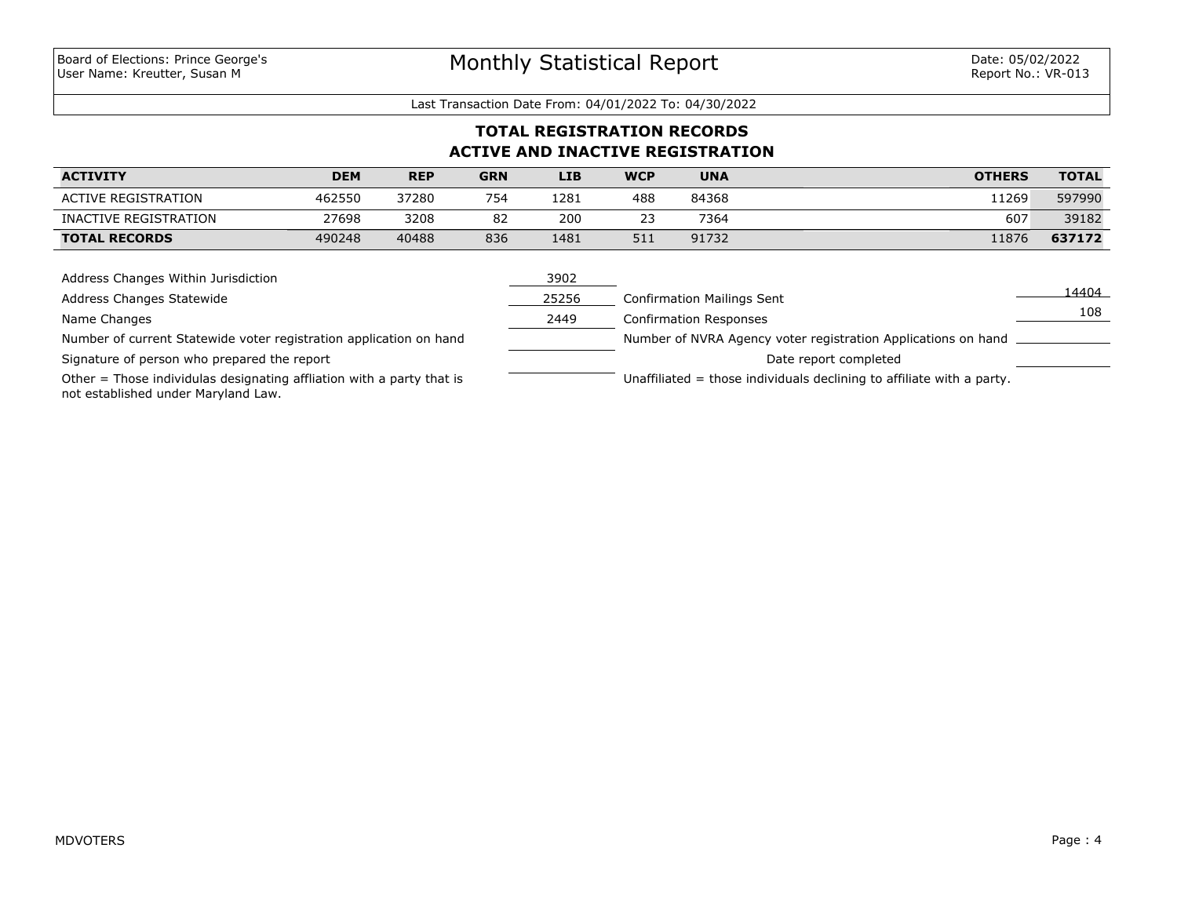Board of Elections: Prince George's
User Name: Kreutter, Susan M

# Monthly Statistical Report

Date: 05/02/2022
Report No.: VR-013

Last Transaction Date From: 04/01/2022 To: 04/30/2022

## TOTAL REGISTRATION RECORDS
## ACTIVE AND INACTIVE REGISTRATION

| ACTIVITY | DEM | REP | GRN | LIB | WCP | UNA | OTHERS | TOTAL |
|---|---|---|---|---|---|---|---|---|
| ACTIVE REGISTRATION | 462550 | 37280 | 754 | 1281 | 488 | 84368 | 11269 | 597990 |
| INACTIVE REGISTRATION | 27698 | 3208 | 82 | 200 | 23 | 7364 | 607 | 39182 |
| **TOTAL RECORDS** | 490248 | 40488 | 836 | 1481 | 511 | 91732 | 11876 | **637172** |

| | | | |
|---|---|---|---|
| Address Changes Within Jurisdiction | 3902 | | |
| Address Changes Statewide | 25256 | Confirmation Mailings Sent | 14404 |
| Name Changes | 2449 | Confirmation Responses | 108 |
| Number of current Statewide voter registration application on hand | | Number of NVRA Agency voter registration Applications on hand | |
| Signature of person who prepared the report | | Date report completed | |

Other = Those individulas designating affliation with a party that is not established under Maryland Law.

Unaffiliated = those individuals declining to affiliate with a party.

MDVOTERS